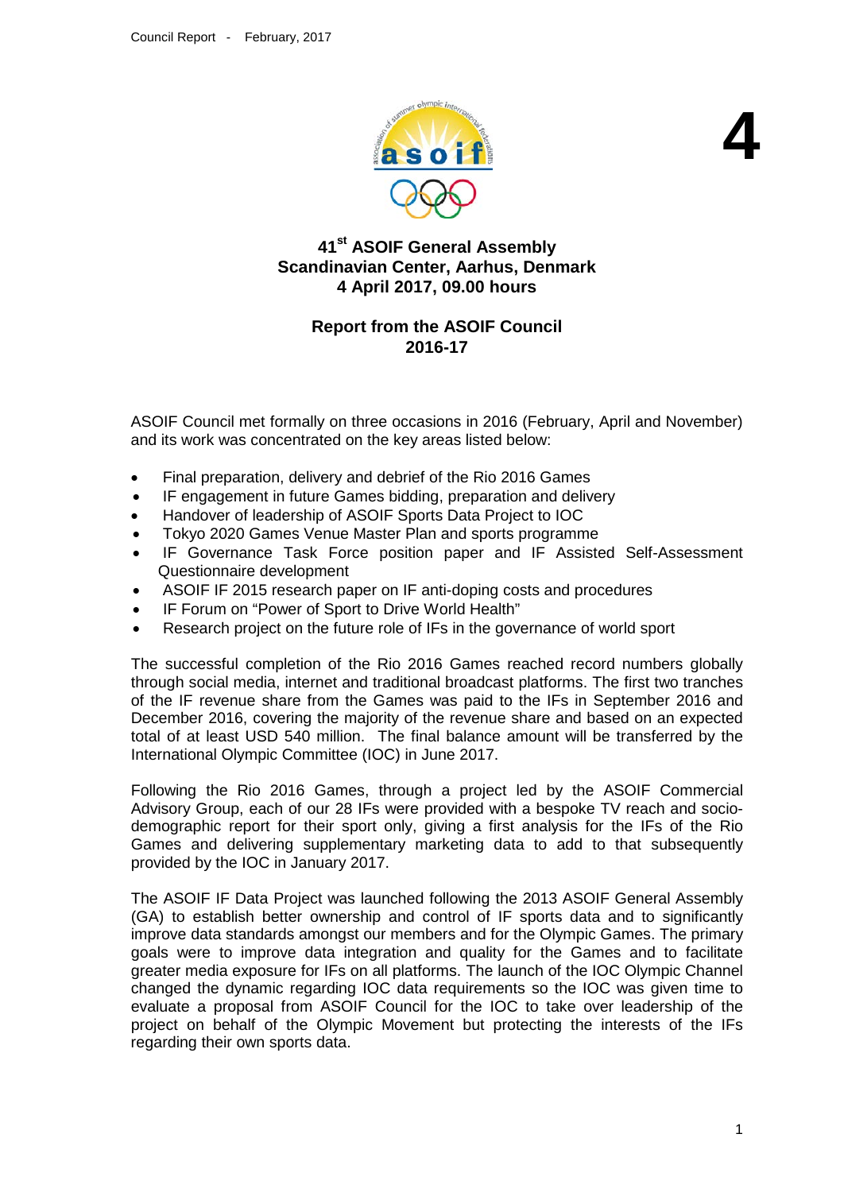4

# 41st ASOIF General Assembly
## Scandinavian Center, Aarhus, Denmark
## 4 April 2017, 09.00 hours

## Report from the ASOIF Council 2016-17

ASOIF Council met formally on three occasions in 2016 (February, April and November) and its work was concentrated on the key areas listed below:

- Final preparation, delivery and debrief of the Rio 2016 Games
- IF engagement in future Games bidding, preparation and delivery
- Handover of leadership of ASOIF Sports Data Project to IOC
- Tokyo 2020 Games Venue Master Plan and sports programme
- IF Governance Task Force position paper and IF Assisted Self-Assessment Questionnaire development
- ASOIF IF 2015 research paper on IF anti-doping costs and procedures
- IF Forum on "Power of Sport to Drive World Health"
- Research project on the future role of IFs in the governance of world sport

The successful completion of the Rio 2016 Games reached record numbers globally through social media, internet and traditional broadcast platforms. The first two tranches of the IF revenue share from the Games was paid to the IFs in September 2016 and December 2016, covering the majority of the revenue share and based on an expected total of at least USD 540 million. The final balance amount will be transferred by the International Olympic Committee (IOC) in June 2017.

Following the Rio 2016 Games, through a project led by the ASOIF Commercial Advisory Group, each of our 28 IFs were provided with a bespoke TV reach and socio-demographic report for their sport only, giving a first analysis for the IFs of the Rio Games and delivering supplementary marketing data to add to that subsequently provided by the IOC in January 2017.

The ASOIF IF Data Project was launched following the 2013 ASOIF General Assembly (GA) to establish better ownership and control of IF sports data and to significantly improve data standards amongst our members and for the Olympic Games. The primary goals were to improve data integration and quality for the Games and to facilitate greater media exposure for IFs on all platforms. The launch of the IOC Olympic Channel changed the dynamic regarding IOC data requirements so the IOC was given time to evaluate a proposal from ASOIF Council for the IOC to take over leadership of the project on behalf of the Olympic Movement but protecting the interests of the IFs regarding their own sports data.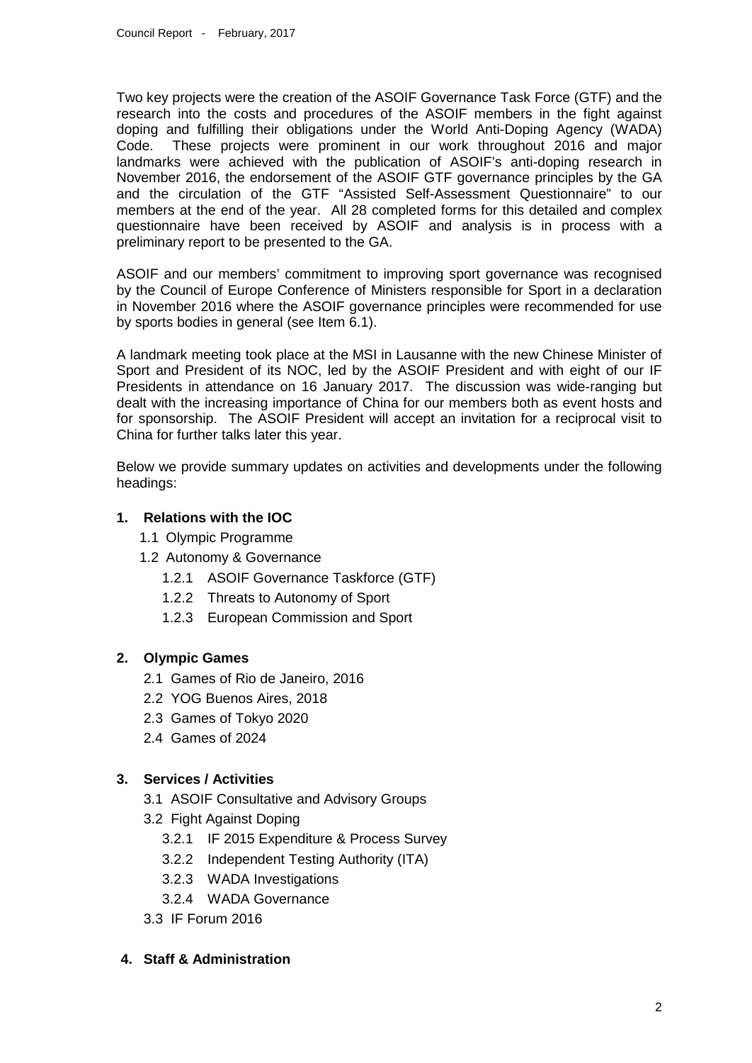Two key projects were the creation of the ASOIF Governance Task Force (GTF) and the research into the costs and procedures of the ASOIF members in the fight against doping and fulfilling their obligations under the World Anti-Doping Agency (WADA) Code. These projects were prominent in our work throughout 2016 and major landmarks were achieved with the publication of ASOIF's anti-doping research in November 2016, the endorsement of the ASOIF GTF governance principles by the GA and the circulation of the GTF "Assisted Self-Assessment Questionnaire" to our members at the end of the year. All 28 completed forms for this detailed and complex questionnaire have been received by ASOIF and analysis is in process with a preliminary report to be presented to the GA.

ASOIF and our members' commitment to improving sport governance was recognised by the Council of Europe Conference of Ministers responsible for Sport in a declaration in November 2016 where the ASOIF governance principles were recommended for use by sports bodies in general (see Item 6.1).

A landmark meeting took place at the MSI in Lausanne with the new Chinese Minister of Sport and President of its NOC, led by the ASOIF President and with eight of our IF Presidents in attendance on 16 January 2017. The discussion was wide-ranging but dealt with the increasing importance of China for our members both as event hosts and for sponsorship. The ASOIF President will accept an invitation for a reciprocal visit to China for further talks later this year.

Below we provide summary updates on activities and developments under the following headings:

**1. Relations with the IOC**

- 1.1 Olympic Programme
- 1.2 Autonomy & Governance
  - 1.2.1 ASOIF Governance Taskforce (GTF)
  - 1.2.2 Threats to Autonomy of Sport
  - 1.2.3 European Commission and Sport

**2. Olympic Games**

- 2.1 Games of Rio de Janeiro, 2016
- 2.2 YOG Buenos Aires, 2018
- 2.3 Games of Tokyo 2020
- 2.4 Games of 2024

**3. Services / Activities**

- 3.1 ASOIF Consultative and Advisory Groups
- 3.2 Fight Against Doping
  - 3.2.1 IF 2015 Expenditure & Process Survey
  - 3.2.2 Independent Testing Authority (ITA)
  - 3.2.3 WADA Investigations
  - 3.2.4 WADA Governance
- 3.3 IF Forum 2016

**4. Staff & Administration**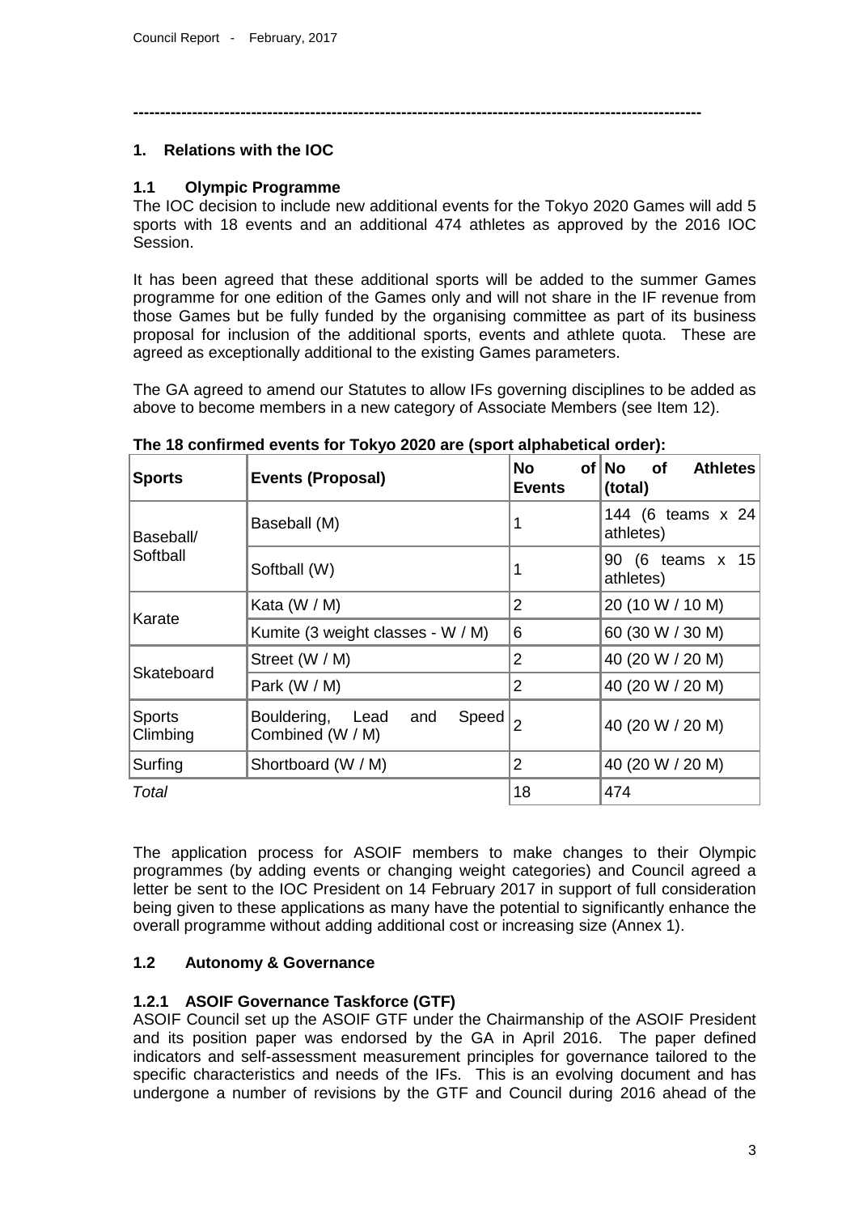---

## 1. Relations with the IOC

### 1.1 Olympic Programme

The IOC decision to include new additional events for the Tokyo 2020 Games will add 5 sports with 18 events and an additional 474 athletes as approved by the 2016 IOC Session.

It has been agreed that these additional sports will be added to the summer Games programme for one edition of the Games only and will not share in the IF revenue from those Games but be fully funded by the organising committee as part of its business proposal for inclusion of the additional sports, events and athlete quota. These are agreed as exceptionally additional to the existing Games parameters.

The GA agreed to amend our Statutes to allow IFs governing disciplines to be added as above to become members in a new category of Associate Members (see Item 12).

**The 18 confirmed events for Tokyo 2020 are (sport alphabetical order):**

| Sports | Events (Proposal) | No of Events | No of Athletes (total) |
|---|---|---|---|
| Baseball/ Softball | Baseball (M) | 1 | 144 (6 teams x 24 athletes) |
| | Softball (W) | 1 | 90 (6 teams x 15 athletes) |
| Karate | Kata (W / M) | 2 | 20 (10 W / 10 M) |
| | Kumite (3 weight classes - W / M) | 6 | 60 (30 W / 30 M) |
| Skateboard | Street (W / M) | 2 | 40 (20 W / 20 M) |
| | Park (W / M) | 2 | 40 (20 W / 20 M) |
| Sports Climbing | Bouldering, Lead and Speed Combined (W / M) | 2 | 40 (20 W / 20 M) |
| Surfing | Shortboard (W / M) | 2 | 40 (20 W / 20 M) |
| *Total* | | 18 | 474 |

The application process for ASOIF members to make changes to their Olympic programmes (by adding events or changing weight categories) and Council agreed a letter be sent to the IOC President on 14 February 2017 in support of full consideration being given to these applications as many have the potential to significantly enhance the overall programme without adding additional cost or increasing size (Annex 1).

### 1.2 Autonomy & Governance

#### 1.2.1 ASOIF Governance Taskforce (GTF)

ASOIF Council set up the ASOIF GTF under the Chairmanship of the ASOIF President and its position paper was endorsed by the GA in April 2016. The paper defined indicators and self-assessment measurement principles for governance tailored to the specific characteristics and needs of the IFs. This is an evolving document and has undergone a number of revisions by the GTF and Council during 2016 ahead of the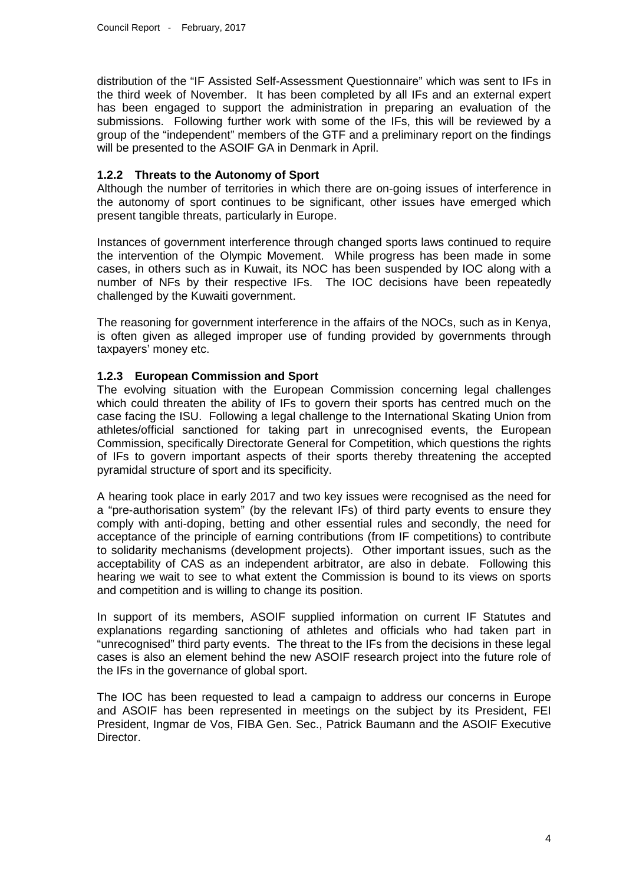distribution of the "IF Assisted Self-Assessment Questionnaire" which was sent to IFs in the third week of November. It has been completed by all IFs and an external expert has been engaged to support the administration in preparing an evaluation of the submissions. Following further work with some of the IFs, this will be reviewed by a group of the "independent" members of the GTF and a preliminary report on the findings will be presented to the ASOIF GA in Denmark in April.

### 1.2.2 Threats to the Autonomy of Sport

Although the number of territories in which there are on-going issues of interference in the autonomy of sport continues to be significant, other issues have emerged which present tangible threats, particularly in Europe.

Instances of government interference through changed sports laws continued to require the intervention of the Olympic Movement. While progress has been made in some cases, in others such as in Kuwait, its NOC has been suspended by IOC along with a number of NFs by their respective IFs. The IOC decisions have been repeatedly challenged by the Kuwaiti government.

The reasoning for government interference in the affairs of the NOCs, such as in Kenya, is often given as alleged improper use of funding provided by governments through taxpayers' money etc.

### 1.2.3 European Commission and Sport

The evolving situation with the European Commission concerning legal challenges which could threaten the ability of IFs to govern their sports has centred much on the case facing the ISU. Following a legal challenge to the International Skating Union from athletes/official sanctioned for taking part in unrecognised events, the European Commission, specifically Directorate General for Competition, which questions the rights of IFs to govern important aspects of their sports thereby threatening the accepted pyramidal structure of sport and its specificity.

A hearing took place in early 2017 and two key issues were recognised as the need for a "pre-authorisation system" (by the relevant IFs) of third party events to ensure they comply with anti-doping, betting and other essential rules and secondly, the need for acceptance of the principle of earning contributions (from IF competitions) to contribute to solidarity mechanisms (development projects). Other important issues, such as the acceptability of CAS as an independent arbitrator, are also in debate. Following this hearing we wait to see to what extent the Commission is bound to its views on sports and competition and is willing to change its position.

In support of its members, ASOIF supplied information on current IF Statutes and explanations regarding sanctioning of athletes and officials who had taken part in "unrecognised" third party events. The threat to the IFs from the decisions in these legal cases is also an element behind the new ASOIF research project into the future role of the IFs in the governance of global sport.

The IOC has been requested to lead a campaign to address our concerns in Europe and ASOIF has been represented in meetings on the subject by its President, FEI President, Ingmar de Vos, FIBA Gen. Sec., Patrick Baumann and the ASOIF Executive Director.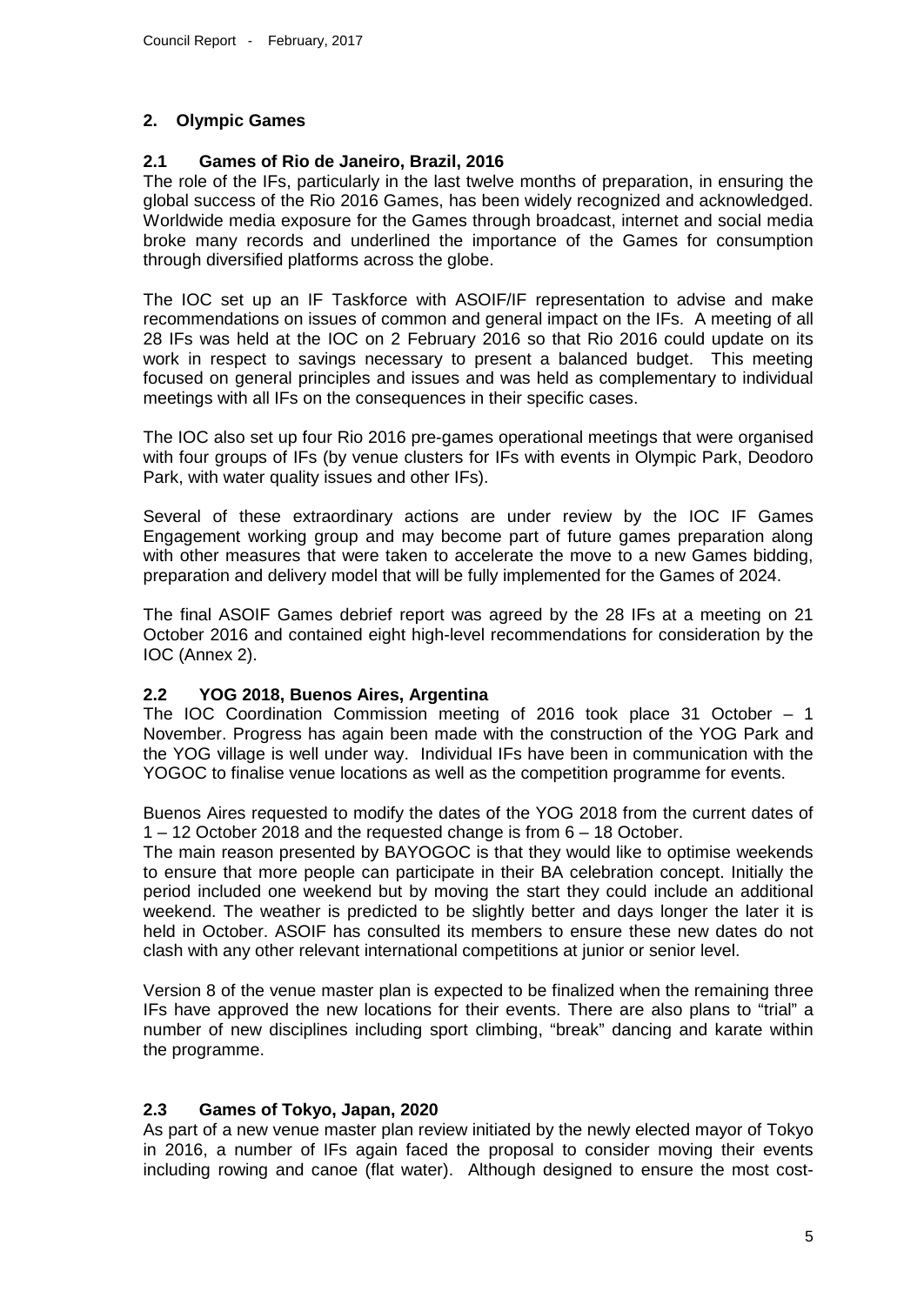## 2. Olympic Games

### 2.1 Games of Rio de Janeiro, Brazil, 2016

The role of the IFs, particularly in the last twelve months of preparation, in ensuring the global success of the Rio 2016 Games, has been widely recognized and acknowledged. Worldwide media exposure for the Games through broadcast, internet and social media broke many records and underlined the importance of the Games for consumption through diversified platforms across the globe.

The IOC set up an IF Taskforce with ASOIF/IF representation to advise and make recommendations on issues of common and general impact on the IFs. A meeting of all 28 IFs was held at the IOC on 2 February 2016 so that Rio 2016 could update on its work in respect to savings necessary to present a balanced budget. This meeting focused on general principles and issues and was held as complementary to individual meetings with all IFs on the consequences in their specific cases.

The IOC also set up four Rio 2016 pre-games operational meetings that were organised with four groups of IFs (by venue clusters for IFs with events in Olympic Park, Deodoro Park, with water quality issues and other IFs).

Several of these extraordinary actions are under review by the IOC IF Games Engagement working group and may become part of future games preparation along with other measures that were taken to accelerate the move to a new Games bidding, preparation and delivery model that will be fully implemented for the Games of 2024.

The final ASOIF Games debrief report was agreed by the 28 IFs at a meeting on 21 October 2016 and contained eight high-level recommendations for consideration by the IOC (Annex 2).

### 2.2 YOG 2018, Buenos Aires, Argentina

The IOC Coordination Commission meeting of 2016 took place 31 October – 1 November. Progress has again been made with the construction of the YOG Park and the YOG village is well under way. Individual IFs have been in communication with the YOGOC to finalise venue locations as well as the competition programme for events.

Buenos Aires requested to modify the dates of the YOG 2018 from the current dates of 1 – 12 October 2018 and the requested change is from 6 – 18 October.
The main reason presented by BAYOGOC is that they would like to optimise weekends to ensure that more people can participate in their BA celebration concept. Initially the period included one weekend but by moving the start they could include an additional weekend. The weather is predicted to be slightly better and days longer the later it is held in October. ASOIF has consulted its members to ensure these new dates do not clash with any other relevant international competitions at junior or senior level.

Version 8 of the venue master plan is expected to be finalized when the remaining three IFs have approved the new locations for their events. There are also plans to "trial" a number of new disciplines including sport climbing, "break" dancing and karate within the programme.

### 2.3 Games of Tokyo, Japan, 2020

As part of a new venue master plan review initiated by the newly elected mayor of Tokyo in 2016, a number of IFs again faced the proposal to consider moving their events including rowing and canoe (flat water). Although designed to ensure the most cost-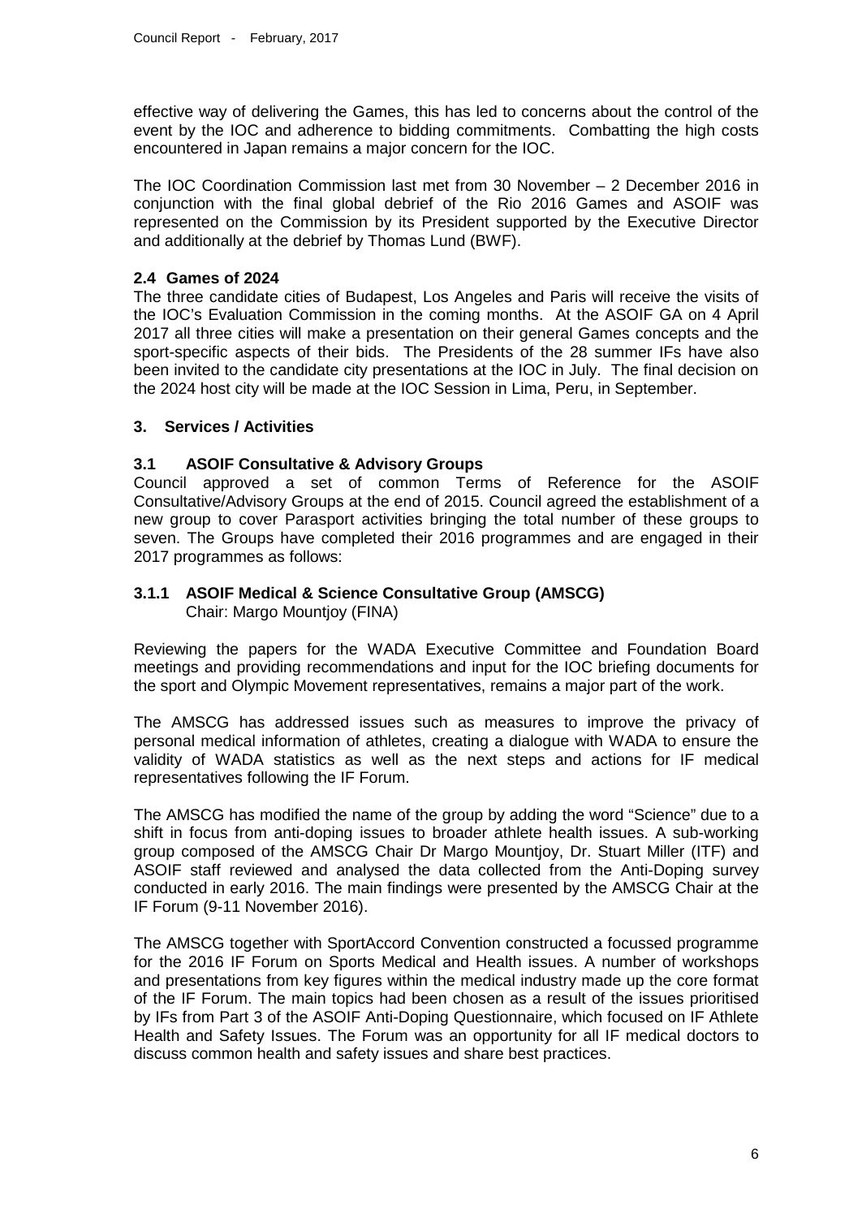effective way of delivering the Games, this has led to concerns about the control of the event by the IOC and adherence to bidding commitments. Combatting the high costs encountered in Japan remains a major concern for the IOC.

The IOC Coordination Commission last met from 30 November – 2 December 2016 in conjunction with the final global debrief of the Rio 2016 Games and ASOIF was represented on the Commission by its President supported by the Executive Director and additionally at the debrief by Thomas Lund (BWF).

### 2.4 Games of 2024

The three candidate cities of Budapest, Los Angeles and Paris will receive the visits of the IOC's Evaluation Commission in the coming months. At the ASOIF GA on 4 April 2017 all three cities will make a presentation on their general Games concepts and the sport-specific aspects of their bids. The Presidents of the 28 summer IFs have also been invited to the candidate city presentations at the IOC in July. The final decision on the 2024 host city will be made at the IOC Session in Lima, Peru, in September.

## 3. Services / Activities

### 3.1 ASOIF Consultative & Advisory Groups

Council approved a set of common Terms of Reference for the ASOIF Consultative/Advisory Groups at the end of 2015. Council agreed the establishment of a new group to cover Parasport activities bringing the total number of these groups to seven. The Groups have completed their 2016 programmes and are engaged in their 2017 programmes as follows:

#### 3.1.1 ASOIF Medical & Science Consultative Group (AMSCG)

Chair: Margo Mountjoy (FINA)

Reviewing the papers for the WADA Executive Committee and Foundation Board meetings and providing recommendations and input for the IOC briefing documents for the sport and Olympic Movement representatives, remains a major part of the work.

The AMSCG has addressed issues such as measures to improve the privacy of personal medical information of athletes, creating a dialogue with WADA to ensure the validity of WADA statistics as well as the next steps and actions for IF medical representatives following the IF Forum.

The AMSCG has modified the name of the group by adding the word "Science" due to a shift in focus from anti-doping issues to broader athlete health issues. A sub-working group composed of the AMSCG Chair Dr Margo Mountjoy, Dr. Stuart Miller (ITF) and ASOIF staff reviewed and analysed the data collected from the Anti-Doping survey conducted in early 2016. The main findings were presented by the AMSCG Chair at the IF Forum (9-11 November 2016).

The AMSCG together with SportAccord Convention constructed a focussed programme for the 2016 IF Forum on Sports Medical and Health issues. A number of workshops and presentations from key figures within the medical industry made up the core format of the IF Forum. The main topics had been chosen as a result of the issues prioritised by IFs from Part 3 of the ASOIF Anti-Doping Questionnaire, which focused on IF Athlete Health and Safety Issues. The Forum was an opportunity for all IF medical doctors to discuss common health and safety issues and share best practices.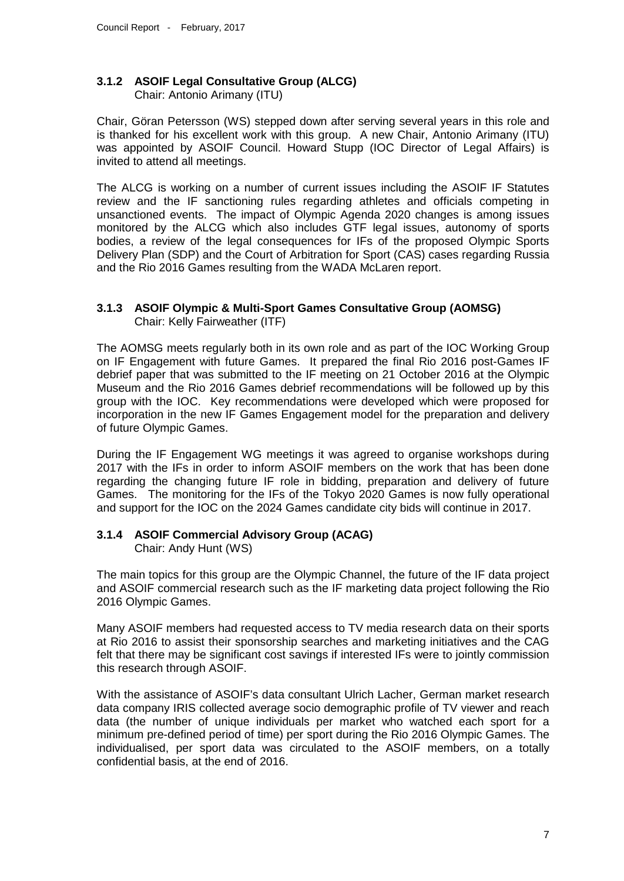### 3.1.2 ASOIF Legal Consultative Group (ALCG)

Chair: Antonio Arimany (ITU)

Chair, Göran Petersson (WS) stepped down after serving several years in this role and is thanked for his excellent work with this group. A new Chair, Antonio Arimany (ITU) was appointed by ASOIF Council. Howard Stupp (IOC Director of Legal Affairs) is invited to attend all meetings.

The ALCG is working on a number of current issues including the ASOIF IF Statutes review and the IF sanctioning rules regarding athletes and officials competing in unsanctioned events. The impact of Olympic Agenda 2020 changes is among issues monitored by the ALCG which also includes GTF legal issues, autonomy of sports bodies, a review of the legal consequences for IFs of the proposed Olympic Sports Delivery Plan (SDP) and the Court of Arbitration for Sport (CAS) cases regarding Russia and the Rio 2016 Games resulting from the WADA McLaren report.

### 3.1.3 ASOIF Olympic & Multi-Sport Games Consultative Group (AOMSG)

Chair: Kelly Fairweather (ITF)

The AOMSG meets regularly both in its own role and as part of the IOC Working Group on IF Engagement with future Games. It prepared the final Rio 2016 post-Games IF debrief paper that was submitted to the IF meeting on 21 October 2016 at the Olympic Museum and the Rio 2016 Games debrief recommendations will be followed up by this group with the IOC. Key recommendations were developed which were proposed for incorporation in the new IF Games Engagement model for the preparation and delivery of future Olympic Games.

During the IF Engagement WG meetings it was agreed to organise workshops during 2017 with the IFs in order to inform ASOIF members on the work that has been done regarding the changing future IF role in bidding, preparation and delivery of future Games. The monitoring for the IFs of the Tokyo 2020 Games is now fully operational and support for the IOC on the 2024 Games candidate city bids will continue in 2017.

### 3.1.4 ASOIF Commercial Advisory Group (ACAG)

Chair: Andy Hunt (WS)

The main topics for this group are the Olympic Channel, the future of the IF data project and ASOIF commercial research such as the IF marketing data project following the Rio 2016 Olympic Games.

Many ASOIF members had requested access to TV media research data on their sports at Rio 2016 to assist their sponsorship searches and marketing initiatives and the CAG felt that there may be significant cost savings if interested IFs were to jointly commission this research through ASOIF.

With the assistance of ASOIF's data consultant Ulrich Lacher, German market research data company IRIS collected average socio demographic profile of TV viewer and reach data (the number of unique individuals per market who watched each sport for a minimum pre-defined period of time) per sport during the Rio 2016 Olympic Games. The individualised, per sport data was circulated to the ASOIF members, on a totally confidential basis, at the end of 2016.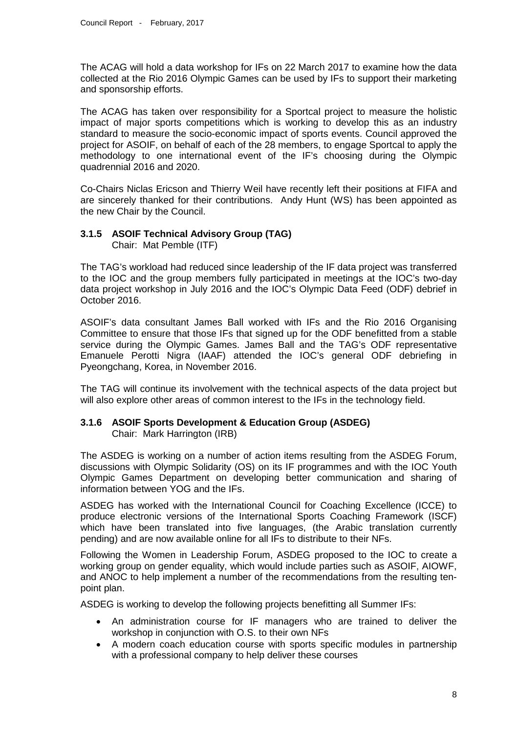The ACAG will hold a data workshop for IFs on 22 March 2017 to examine how the data collected at the Rio 2016 Olympic Games can be used by IFs to support their marketing and sponsorship efforts.

The ACAG has taken over responsibility for a Sportcal project to measure the holistic impact of major sports competitions which is working to develop this as an industry standard to measure the socio-economic impact of sports events. Council approved the project for ASOIF, on behalf of each of the 28 members, to engage Sportcal to apply the methodology to one international event of the IF's choosing during the Olympic quadrennial 2016 and 2020.

Co-Chairs Niclas Ericson and Thierry Weil have recently left their positions at FIFA and are sincerely thanked for their contributions. Andy Hunt (WS) has been appointed as the new Chair by the Council.

### 3.1.5 ASOIF Technical Advisory Group (TAG)

Chair: Mat Pemble (ITF)

The TAG's workload had reduced since leadership of the IF data project was transferred to the IOC and the group members fully participated in meetings at the IOC's two-day data project workshop in July 2016 and the IOC's Olympic Data Feed (ODF) debrief in October 2016.

ASOIF's data consultant James Ball worked with IFs and the Rio 2016 Organising Committee to ensure that those IFs that signed up for the ODF benefitted from a stable service during the Olympic Games. James Ball and the TAG's ODF representative Emanuele Perotti Nigra (IAAF) attended the IOC's general ODF debriefing in Pyeongchang, Korea, in November 2016.

The TAG will continue its involvement with the technical aspects of the data project but will also explore other areas of common interest to the IFs in the technology field.

### 3.1.6 ASOIF Sports Development & Education Group (ASDEG)

Chair: Mark Harrington (IRB)

The ASDEG is working on a number of action items resulting from the ASDEG Forum, discussions with Olympic Solidarity (OS) on its IF programmes and with the IOC Youth Olympic Games Department on developing better communication and sharing of information between YOG and the IFs.

ASDEG has worked with the International Council for Coaching Excellence (ICCE) to produce electronic versions of the International Sports Coaching Framework (ISCF) which have been translated into five languages, (the Arabic translation currently pending) and are now available online for all IFs to distribute to their NFs.

Following the Women in Leadership Forum, ASDEG proposed to the IOC to create a working group on gender equality, which would include parties such as ASOIF, AIOWF, and ANOC to help implement a number of the recommendations from the resulting ten-point plan.

ASDEG is working to develop the following projects benefitting all Summer IFs:

- An administration course for IF managers who are trained to deliver the workshop in conjunction with O.S. to their own NFs
- A modern coach education course with sports specific modules in partnership with a professional company to help deliver these courses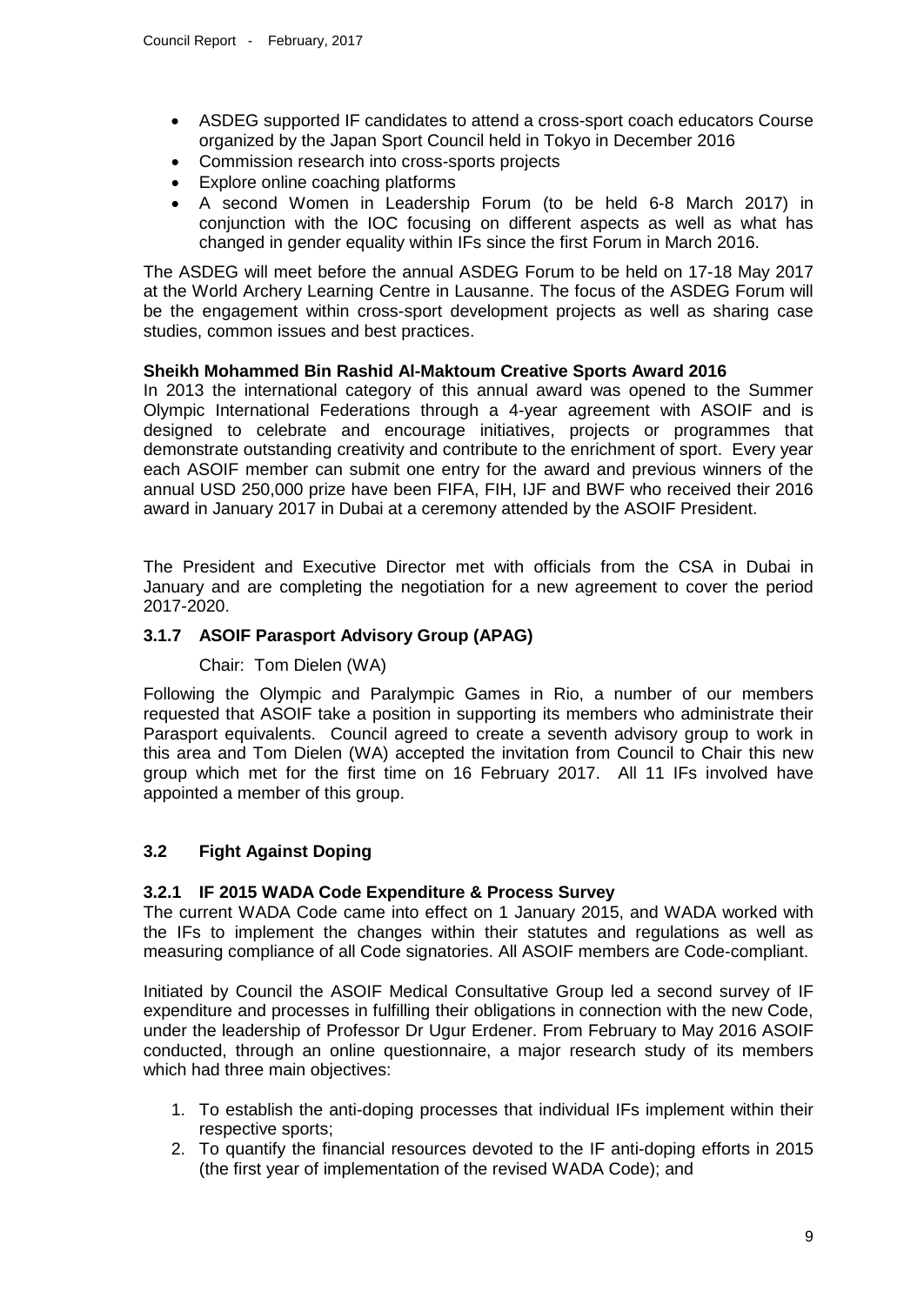- ASDEG supported IF candidates to attend a cross-sport coach educators Course organized by the Japan Sport Council held in Tokyo in December 2016
- Commission research into cross-sports projects
- Explore online coaching platforms
- A second Women in Leadership Forum (to be held 6-8 March 2017) in conjunction with the IOC focusing on different aspects as well as what has changed in gender equality within IFs since the first Forum in March 2016.

The ASDEG will meet before the annual ASDEG Forum to be held on 17-18 May 2017 at the World Archery Learning Centre in Lausanne. The focus of the ASDEG Forum will be the engagement within cross-sport development projects as well as sharing case studies, common issues and best practices.

**Sheikh Mohammed Bin Rashid Al-Maktoum Creative Sports Award 2016**

In 2013 the international category of this annual award was opened to the Summer Olympic International Federations through a 4-year agreement with ASOIF and is designed to celebrate and encourage initiatives, projects or programmes that demonstrate outstanding creativity and contribute to the enrichment of sport. Every year each ASOIF member can submit one entry for the award and previous winners of the annual USD 250,000 prize have been FIFA, FIH, IJF and BWF who received their 2016 award in January 2017 in Dubai at a ceremony attended by the ASOIF President.

The President and Executive Director met with officials from the CSA in Dubai in January and are completing the negotiation for a new agreement to cover the period 2017-2020.

### 3.1.7 ASOIF Parasport Advisory Group (APAG)

Chair: Tom Dielen (WA)

Following the Olympic and Paralympic Games in Rio, a number of our members requested that ASOIF take a position in supporting its members who administrate their Parasport equivalents. Council agreed to create a seventh advisory group to work in this area and Tom Dielen (WA) accepted the invitation from Council to Chair this new group which met for the first time on 16 February 2017. All 11 IFs involved have appointed a member of this group.

## 3.2 Fight Against Doping

### 3.2.1 IF 2015 WADA Code Expenditure & Process Survey

The current WADA Code came into effect on 1 January 2015, and WADA worked with the IFs to implement the changes within their statutes and regulations as well as measuring compliance of all Code signatories. All ASOIF members are Code-compliant.

Initiated by Council the ASOIF Medical Consultative Group led a second survey of IF expenditure and processes in fulfilling their obligations in connection with the new Code, under the leadership of Professor Dr Ugur Erdener. From February to May 2016 ASOIF conducted, through an online questionnaire, a major research study of its members which had three main objectives:

1. To establish the anti-doping processes that individual IFs implement within their respective sports;
2. To quantify the financial resources devoted to the IF anti-doping efforts in 2015 (the first year of implementation of the revised WADA Code); and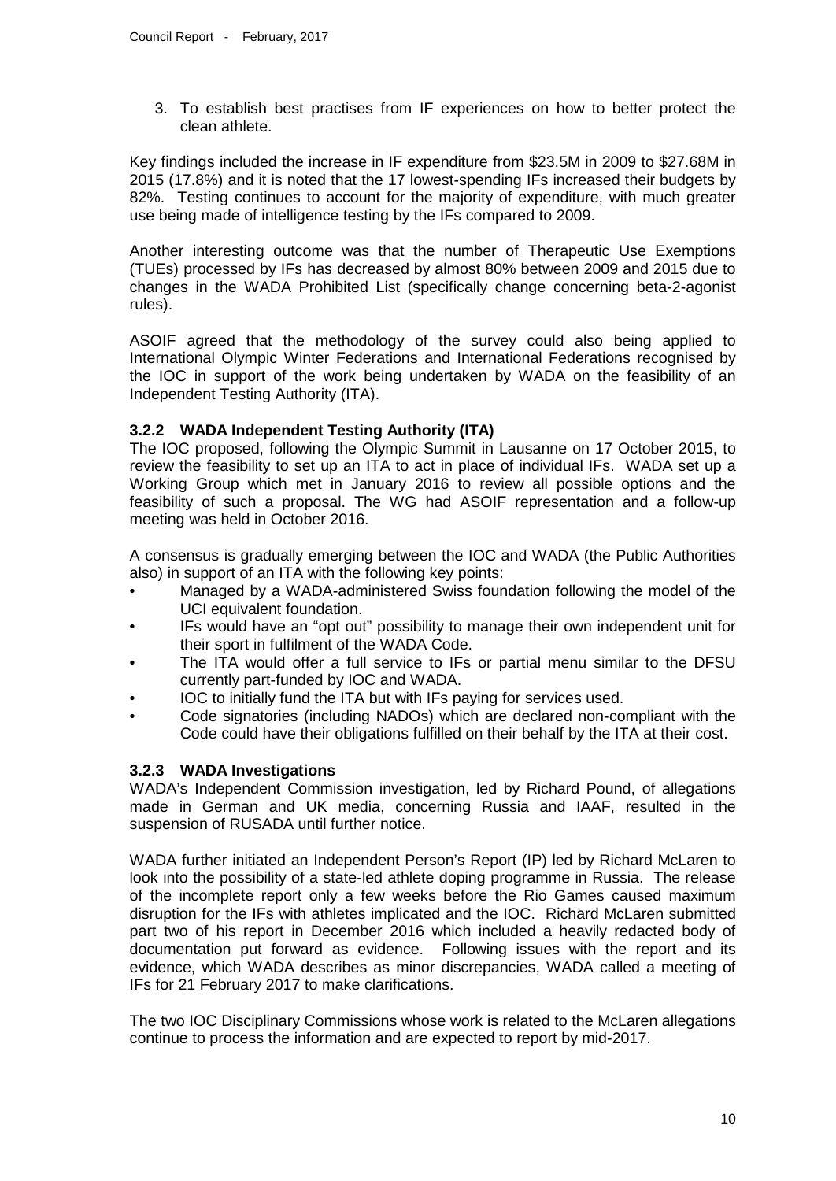3. To establish best practises from IF experiences on how to better protect the clean athlete.

Key findings included the increase in IF expenditure from $23.5M in 2009 to $27.68M in 2015 (17.8%) and it is noted that the 17 lowest-spending IFs increased their budgets by 82%. Testing continues to account for the majority of expenditure, with much greater use being made of intelligence testing by the IFs compared to 2009.

Another interesting outcome was that the number of Therapeutic Use Exemptions (TUEs) processed by IFs has decreased by almost 80% between 2009 and 2015 due to changes in the WADA Prohibited List (specifically change concerning beta-2-agonist rules).

ASOIF agreed that the methodology of the survey could also being applied to International Olympic Winter Federations and International Federations recognised by the IOC in support of the work being undertaken by WADA on the feasibility of an Independent Testing Authority (ITA).

### 3.2.2 WADA Independent Testing Authority (ITA)

The IOC proposed, following the Olympic Summit in Lausanne on 17 October 2015, to review the feasibility to set up an ITA to act in place of individual IFs. WADA set up a Working Group which met in January 2016 to review all possible options and the feasibility of such a proposal. The WG had ASOIF representation and a follow-up meeting was held in October 2016.

A consensus is gradually emerging between the IOC and WADA (the Public Authorities also) in support of an ITA with the following key points:

- Managed by a WADA-administered Swiss foundation following the model of the UCI equivalent foundation.
- IFs would have an "opt out" possibility to manage their own independent unit for their sport in fulfilment of the WADA Code.
- The ITA would offer a full service to IFs or partial menu similar to the DFSU currently part-funded by IOC and WADA.
- IOC to initially fund the ITA but with IFs paying for services used.
- Code signatories (including NADOs) which are declared non-compliant with the Code could have their obligations fulfilled on their behalf by the ITA at their cost.

### 3.2.3 WADA Investigations

WADA's Independent Commission investigation, led by Richard Pound, of allegations made in German and UK media, concerning Russia and IAAF, resulted in the suspension of RUSADA until further notice.

WADA further initiated an Independent Person's Report (IP) led by Richard McLaren to look into the possibility of a state-led athlete doping programme in Russia. The release of the incomplete report only a few weeks before the Rio Games caused maximum disruption for the IFs with athletes implicated and the IOC. Richard McLaren submitted part two of his report in December 2016 which included a heavily redacted body of documentation put forward as evidence. Following issues with the report and its evidence, which WADA describes as minor discrepancies, WADA called a meeting of IFs for 21 February 2017 to make clarifications.

The two IOC Disciplinary Commissions whose work is related to the McLaren allegations continue to process the information and are expected to report by mid-2017.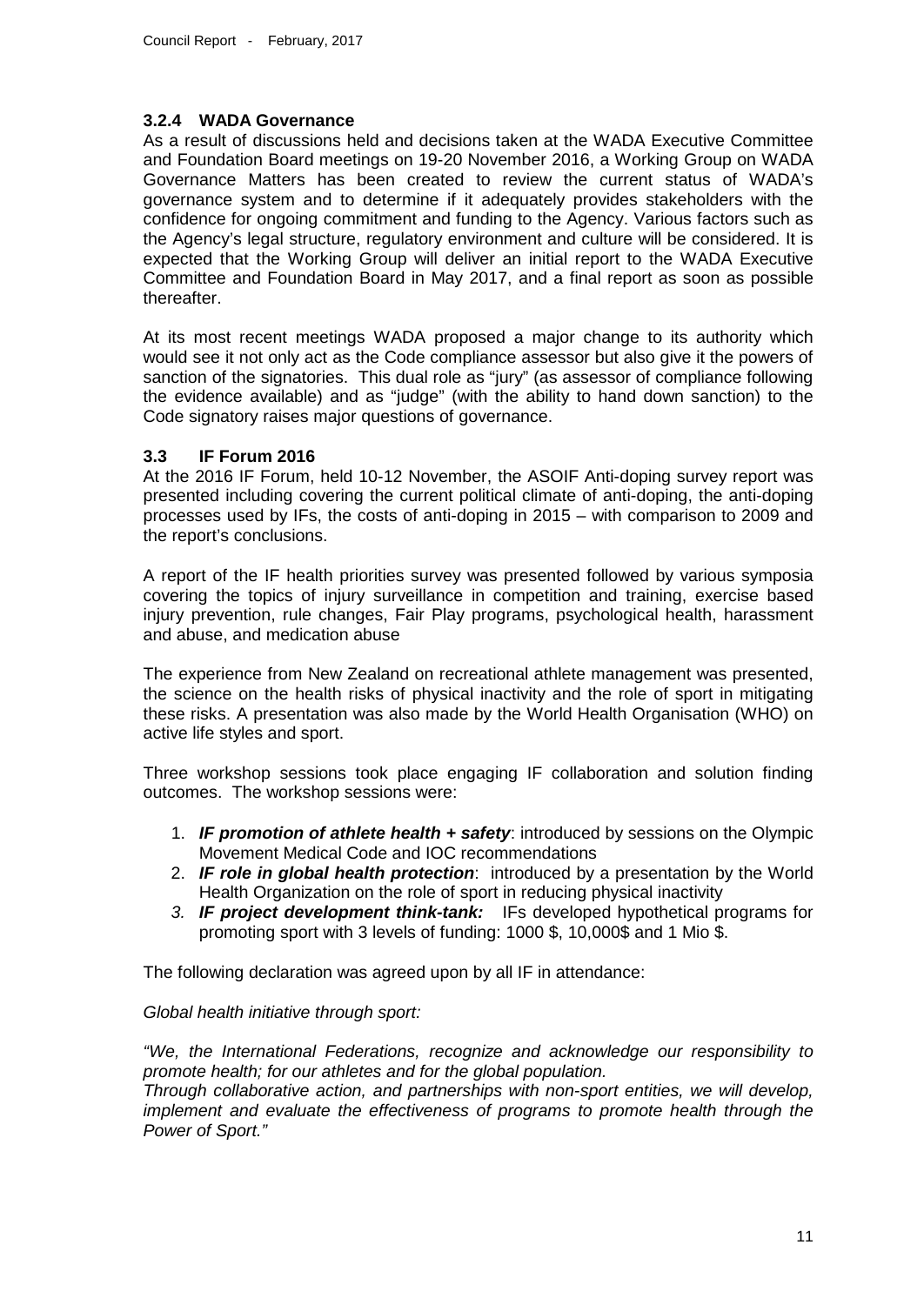### 3.2.4 WADA Governance

As a result of discussions held and decisions taken at the WADA Executive Committee and Foundation Board meetings on 19-20 November 2016, a Working Group on WADA Governance Matters has been created to review the current status of WADA's governance system and to determine if it adequately provides stakeholders with the confidence for ongoing commitment and funding to the Agency. Various factors such as the Agency's legal structure, regulatory environment and culture will be considered. It is expected that the Working Group will deliver an initial report to the WADA Executive Committee and Foundation Board in May 2017, and a final report as soon as possible thereafter.

At its most recent meetings WADA proposed a major change to its authority which would see it not only act as the Code compliance assessor but also give it the powers of sanction of the signatories. This dual role as "jury" (as assessor of compliance following the evidence available) and as "judge" (with the ability to hand down sanction) to the Code signatory raises major questions of governance.

### 3.3 IF Forum 2016

At the 2016 IF Forum, held 10-12 November, the ASOIF Anti-doping survey report was presented including covering the current political climate of anti-doping, the anti-doping processes used by IFs, the costs of anti-doping in 2015 – with comparison to 2009 and the report's conclusions.

A report of the IF health priorities survey was presented followed by various symposia covering the topics of injury surveillance in competition and training, exercise based injury prevention, rule changes, Fair Play programs, psychological health, harassment and abuse, and medication abuse

The experience from New Zealand on recreational athlete management was presented, the science on the health risks of physical inactivity and the role of sport in mitigating these risks. A presentation was also made by the World Health Organisation (WHO) on active life styles and sport.

Three workshop sessions took place engaging IF collaboration and solution finding outcomes. The workshop sessions were:

1. ***IF promotion of athlete health + safety***: introduced by sessions on the Olympic Movement Medical Code and IOC recommendations
2. ***IF role in global health protection***: introduced by a presentation by the World Health Organization on the role of sport in reducing physical inactivity
3. ***IF project development think-tank:*** IFs developed hypothetical programs for promoting sport with 3 levels of funding: 1000 $, 10,000$ and 1 Mio $.

The following declaration was agreed upon by all IF in attendance:

*Global health initiative through sport:*

*"We, the International Federations, recognize and acknowledge our responsibility to promote health; for our athletes and for the global population.*
*Through collaborative action, and partnerships with non-sport entities, we will develop, implement and evaluate the effectiveness of programs to promote health through the Power of Sport."*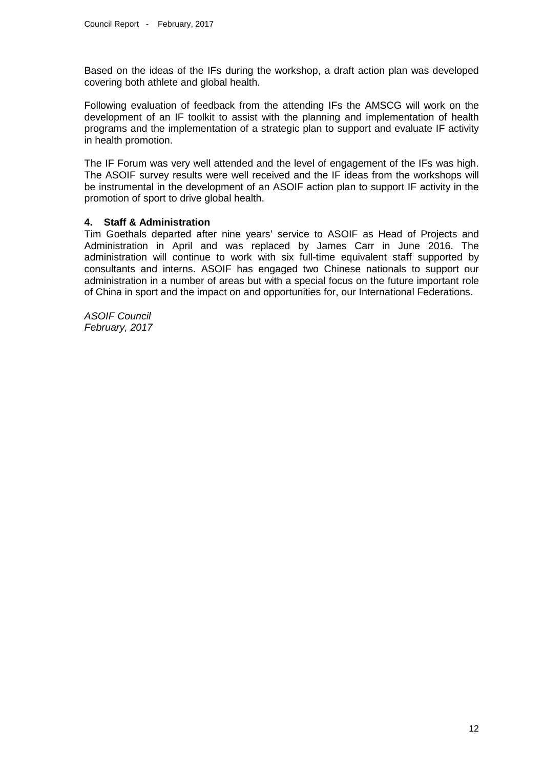Based on the ideas of the IFs during the workshop, a draft action plan was developed covering both athlete and global health.

Following evaluation of feedback from the attending IFs the AMSCG will work on the development of an IF toolkit to assist with the planning and implementation of health programs and the implementation of a strategic plan to support and evaluate IF activity in health promotion.

The IF Forum was very well attended and the level of engagement of the IFs was high. The ASOIF survey results were well received and the IF ideas from the workshops will be instrumental in the development of an ASOIF action plan to support IF activity in the promotion of sport to drive global health.

### 4. Staff & Administration

Tim Goethals departed after nine years' service to ASOIF as Head of Projects and Administration in April and was replaced by James Carr in June 2016. The administration will continue to work with six full-time equivalent staff supported by consultants and interns. ASOIF has engaged two Chinese nationals to support our administration in a number of areas but with a special focus on the future important role of China in sport and the impact on and opportunities for, our International Federations.

*ASOIF Council*
*February, 2017*